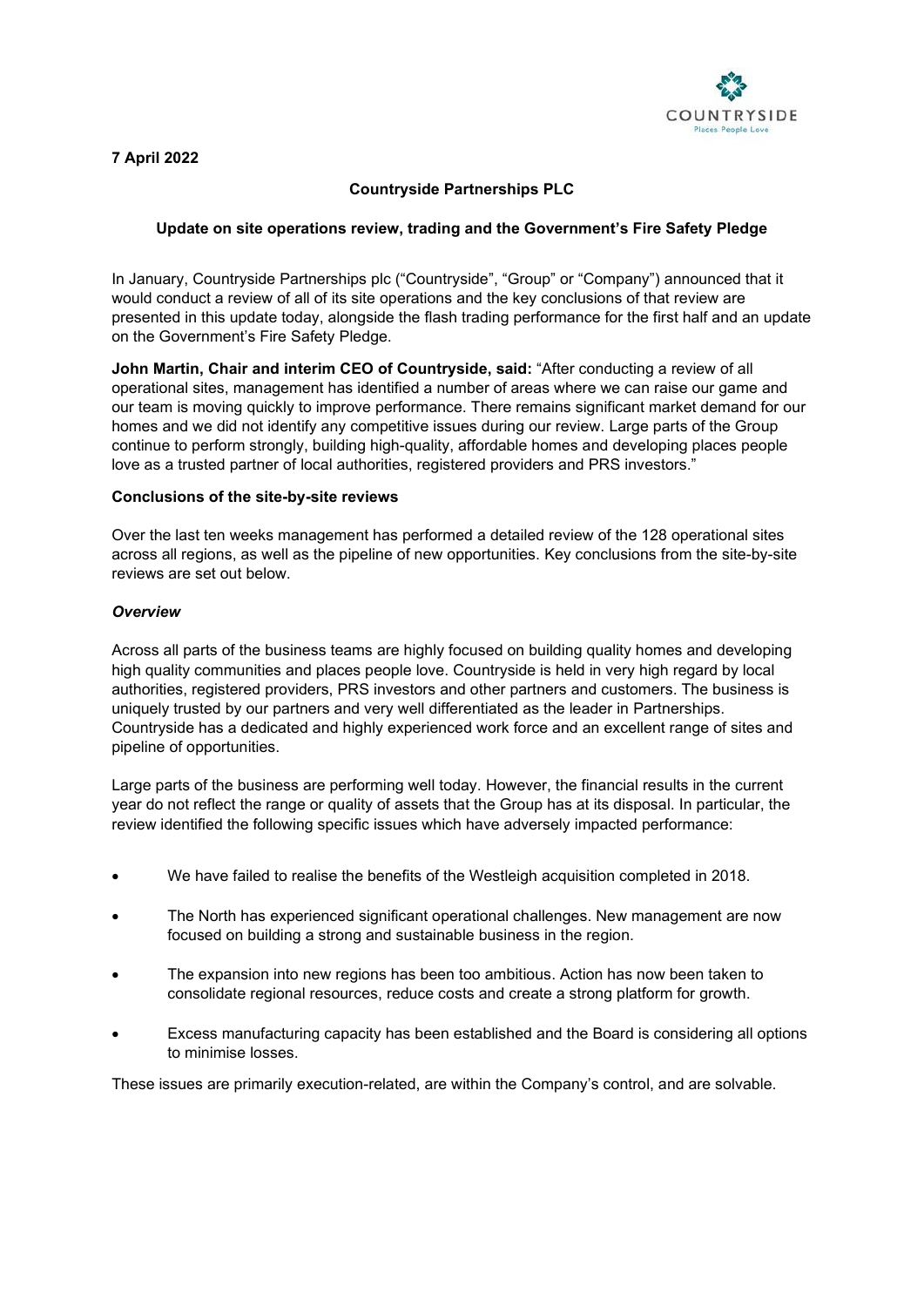**7 April 2022**

**Countryside Partnerships PLC**

**Update on site operations review, trading and the Government's Fire Safety Pledge**

In January, Countryside Partnerships plc ("Countryside", "Group" or "Company") announced that it would conduct a review of all of its site operations and the key conclusions of that review are presented in this update today, alongside the flash trading performance for the first half and an update on the Government's Fire Safety Pledge.

**John Martin, Chair and interim CEO of Countryside, said:** "After conducting a review of all operational sites, management has identified a number of areas where we can raise our game and our team is moving quickly to improve performance. There remains significant market demand for our homes and we did not identify any competitive issues during our review. Large parts of the Group continue to perform strongly, building high-quality, affordable homes and developing places people love as a trusted partner of local authorities, registered providers and PRS investors."

**Conclusions of the site-by-site reviews**

Over the last ten weeks management has performed a detailed review of the 128 operational sites across all regions, as well as the pipeline of new opportunities. Key conclusions from the site-by-site reviews are set out below.

***Overview***

Across all parts of the business teams are highly focused on building quality homes and developing high quality communities and places people love. Countryside is held in very high regard by local authorities, registered providers, PRS investors and other partners and customers. The business is uniquely trusted by our partners and very well differentiated as the leader in Partnerships. Countryside has a dedicated and highly experienced work force and an excellent range of sites and pipeline of opportunities.

Large parts of the business are performing well today. However, the financial results in the current year do not reflect the range or quality of assets that the Group has at its disposal. In particular, the review identified the following specific issues which have adversely impacted performance:

- We have failed to realise the benefits of the Westleigh acquisition completed in 2018.
- The North has experienced significant operational challenges. New management are now focused on building a strong and sustainable business in the region.
- The expansion into new regions has been too ambitious. Action has now been taken to consolidate regional resources, reduce costs and create a strong platform for growth.
- Excess manufacturing capacity has been established and the Board is considering all options to minimise losses.

These issues are primarily execution-related, are within the Company's control, and are solvable.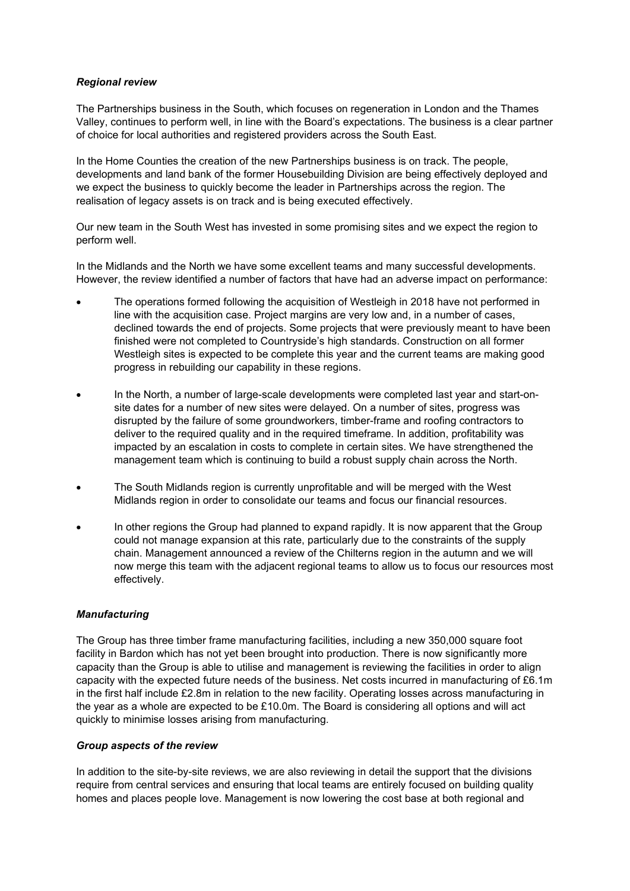### *Regional review*

The Partnerships business in the South, which focuses on regeneration in London and the Thames Valley, continues to perform well, in line with the Board's expectations. The business is a clear partner of choice for local authorities and registered providers across the South East.

In the Home Counties the creation of the new Partnerships business is on track. The people, developments and land bank of the former Housebuilding Division are being effectively deployed and we expect the business to quickly become the leader in Partnerships across the region. The realisation of legacy assets is on track and is being executed effectively.

Our new team in the South West has invested in some promising sites and we expect the region to perform well.

In the Midlands and the North we have some excellent teams and many successful developments. However, the review identified a number of factors that have had an adverse impact on performance:

- The operations formed following the acquisition of Westleigh in 2018 have not performed in line with the acquisition case. Project margins are very low and, in a number of cases, declined towards the end of projects. Some projects that were previously meant to have been finished were not completed to Countryside's high standards. Construction on all former Westleigh sites is expected to be complete this year and the current teams are making good progress in rebuilding our capability in these regions.
- In the North, a number of large-scale developments were completed last year and start-on-site dates for a number of new sites were delayed. On a number of sites, progress was disrupted by the failure of some groundworkers, timber-frame and roofing contractors to deliver to the required quality and in the required timeframe. In addition, profitability was impacted by an escalation in costs to complete in certain sites. We have strengthened the management team which is continuing to build a robust supply chain across the North.
- The South Midlands region is currently unprofitable and will be merged with the West Midlands region in order to consolidate our teams and focus our financial resources.
- In other regions the Group had planned to expand rapidly. It is now apparent that the Group could not manage expansion at this rate, particularly due to the constraints of the supply chain. Management announced a review of the Chilterns region in the autumn and we will now merge this team with the adjacent regional teams to allow us to focus our resources most effectively.

### *Manufacturing*

The Group has three timber frame manufacturing facilities, including a new 350,000 square foot facility in Bardon which has not yet been brought into production. There is now significantly more capacity than the Group is able to utilise and management is reviewing the facilities in order to align capacity with the expected future needs of the business. Net costs incurred in manufacturing of £6.1m in the first half include £2.8m in relation to the new facility. Operating losses across manufacturing in the year as a whole are expected to be £10.0m. The Board is considering all options and will act quickly to minimise losses arising from manufacturing.

### *Group aspects of the review*

In addition to the site-by-site reviews, we are also reviewing in detail the support that the divisions require from central services and ensuring that local teams are entirely focused on building quality homes and places people love. Management is now lowering the cost base at both regional and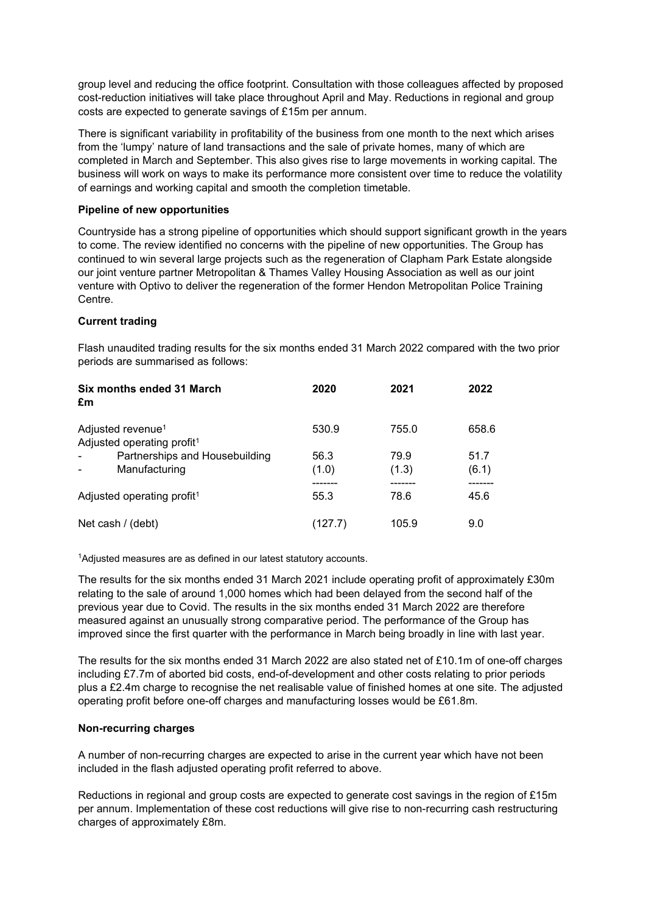group level and reducing the office footprint. Consultation with those colleagues affected by proposed cost-reduction initiatives will take place throughout April and May. Reductions in regional and group costs are expected to generate savings of £15m per annum.

There is significant variability in profitability of the business from one month to the next which arises from the 'lumpy' nature of land transactions and the sale of private homes, many of which are completed in March and September. This also gives rise to large movements in working capital. The business will work on ways to make its performance more consistent over time to reduce the volatility of earnings and working capital and smooth the completion timetable.

**Pipeline of new opportunities**

Countryside has a strong pipeline of opportunities which should support significant growth in the years to come. The review identified no concerns with the pipeline of new opportunities. The Group has continued to win several large projects such as the regeneration of Clapham Park Estate alongside our joint venture partner Metropolitan & Thames Valley Housing Association as well as our joint venture with Optivo to deliver the regeneration of the former Hendon Metropolitan Police Training Centre.

**Current trading**

Flash unaudited trading results for the six months ended 31 March 2022 compared with the two prior periods are summarised as follows:

| **Six months ended 31 March £m** | **2020** | **2021** | **2022** |
|---|---|---|---|
| Adjusted revenue[1] | 530.9 | 755.0 | 658.6 |
| Adjusted operating profit[1] | | | |
| - Partnerships and Housebuilding | 56.3 | 79.9 | 51.7 |
| - Manufacturing | (1.0) | (1.3) | (6.1) |
| Adjusted operating profit[1] | 55.3 | 78.6 | 45.6 |
| Net cash / (debt) | (127.7) | 105.9 | 9.0 |

[1]Adjusted measures are as defined in our latest statutory accounts.

The results for the six months ended 31 March 2021 include operating profit of approximately £30m relating to the sale of around 1,000 homes which had been delayed from the second half of the previous year due to Covid. The results in the six months ended 31 March 2022 are therefore measured against an unusually strong comparative period. The performance of the Group has improved since the first quarter with the performance in March being broadly in line with last year.

The results for the six months ended 31 March 2022 are also stated net of £10.1m of one-off charges including £7.7m of aborted bid costs, end-of-development and other costs relating to prior periods plus a £2.4m charge to recognise the net realisable value of finished homes at one site. The adjusted operating profit before one-off charges and manufacturing losses would be £61.8m.

**Non-recurring charges**

A number of non-recurring charges are expected to arise in the current year which have not been included in the flash adjusted operating profit referred to above.

Reductions in regional and group costs are expected to generate cost savings in the region of £15m per annum. Implementation of these cost reductions will give rise to non-recurring cash restructuring charges of approximately £8m.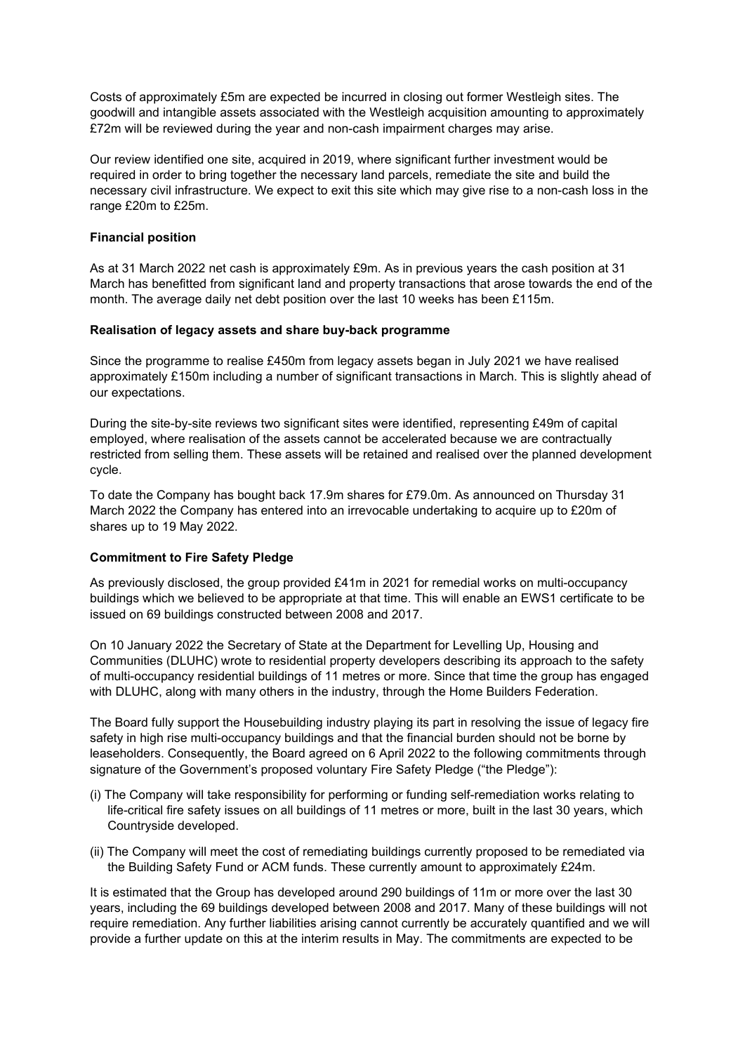Costs of approximately £5m are expected be incurred in closing out former Westleigh sites. The goodwill and intangible assets associated with the Westleigh acquisition amounting to approximately £72m will be reviewed during the year and non-cash impairment charges may arise.

Our review identified one site, acquired in 2019, where significant further investment would be required in order to bring together the necessary land parcels, remediate the site and build the necessary civil infrastructure. We expect to exit this site which may give rise to a non-cash loss in the range £20m to £25m.

**Financial position**

As at 31 March 2022 net cash is approximately £9m. As in previous years the cash position at 31 March has benefitted from significant land and property transactions that arose towards the end of the month. The average daily net debt position over the last 10 weeks has been £115m.

**Realisation of legacy assets and share buy-back programme**

Since the programme to realise £450m from legacy assets began in July 2021 we have realised approximately £150m including a number of significant transactions in March. This is slightly ahead of our expectations.

During the site-by-site reviews two significant sites were identified, representing £49m of capital employed, where realisation of the assets cannot be accelerated because we are contractually restricted from selling them. These assets will be retained and realised over the planned development cycle.

To date the Company has bought back 17.9m shares for £79.0m. As announced on Thursday 31 March 2022 the Company has entered into an irrevocable undertaking to acquire up to £20m of shares up to 19 May 2022.

**Commitment to Fire Safety Pledge**

As previously disclosed, the group provided £41m in 2021 for remedial works on multi-occupancy buildings which we believed to be appropriate at that time. This will enable an EWS1 certificate to be issued on 69 buildings constructed between 2008 and 2017.

On 10 January 2022 the Secretary of State at the Department for Levelling Up, Housing and Communities (DLUHC) wrote to residential property developers describing its approach to the safety of multi-occupancy residential buildings of 11 metres or more. Since that time the group has engaged with DLUHC, along with many others in the industry, through the Home Builders Federation.

The Board fully support the Housebuilding industry playing its part in resolving the issue of legacy fire safety in high rise multi-occupancy buildings and that the financial burden should not be borne by leaseholders. Consequently, the Board agreed on 6 April 2022 to the following commitments through signature of the Government's proposed voluntary Fire Safety Pledge ("the Pledge"):

(i) The Company will take responsibility for performing or funding self-remediation works relating to life-critical fire safety issues on all buildings of 11 metres or more, built in the last 30 years, which Countryside developed.

(ii) The Company will meet the cost of remediating buildings currently proposed to be remediated via the Building Safety Fund or ACM funds. These currently amount to approximately £24m.

It is estimated that the Group has developed around 290 buildings of 11m or more over the last 30 years, including the 69 buildings developed between 2008 and 2017. Many of these buildings will not require remediation. Any further liabilities arising cannot currently be accurately quantified and we will provide a further update on this at the interim results in May. The commitments are expected to be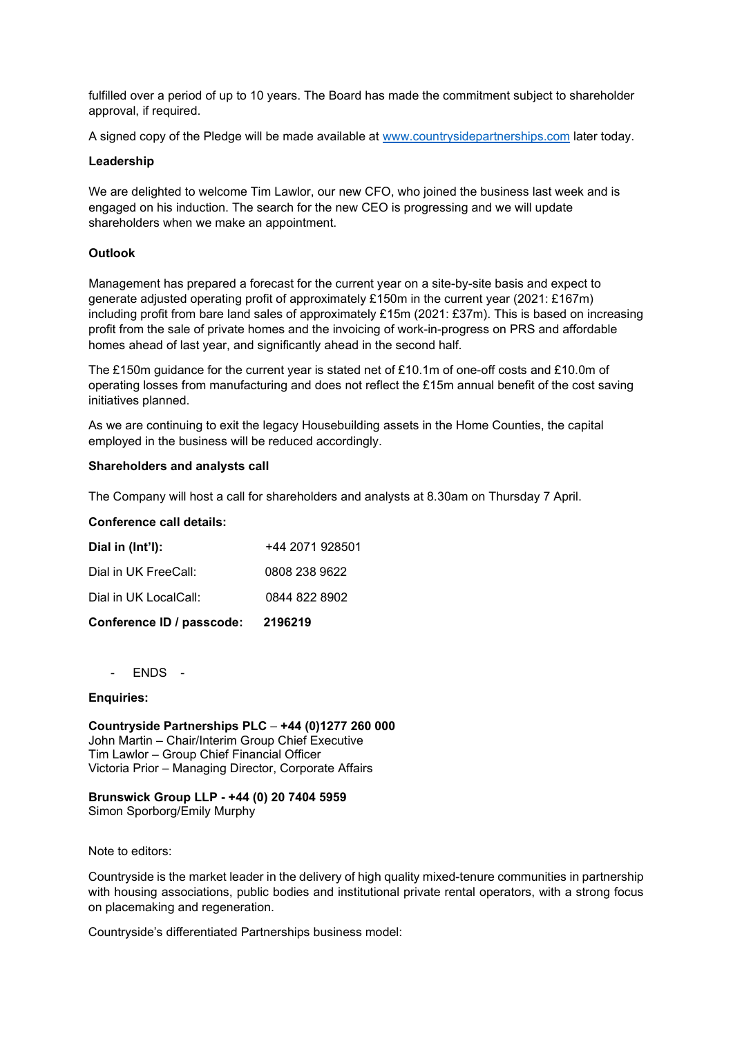fulfilled over a period of up to 10 years. The Board has made the commitment subject to shareholder approval, if required.

A signed copy of the Pledge will be made available at [www.countrysidepartnerships.com](http://www.countrysidepartnerships.com) later today.

**Leadership**

We are delighted to welcome Tim Lawlor, our new CFO, who joined the business last week and is engaged on his induction. The search for the new CEO is progressing and we will update shareholders when we make an appointment.

**Outlook**

Management has prepared a forecast for the current year on a site-by-site basis and expect to generate adjusted operating profit of approximately £150m in the current year (2021: £167m) including profit from bare land sales of approximately £15m (2021: £37m). This is based on increasing profit from the sale of private homes and the invoicing of work-in-progress on PRS and affordable homes ahead of last year, and significantly ahead in the second half.

The £150m guidance for the current year is stated net of £10.1m of one-off costs and £10.0m of operating losses from manufacturing and does not reflect the £15m annual benefit of the cost saving initiatives planned.

As we are continuing to exit the legacy Housebuilding assets in the Home Counties, the capital employed in the business will be reduced accordingly.

**Shareholders and analysts call**

The Company will host a call for shareholders and analysts at 8.30am on Thursday 7 April.

**Conference call details:**

| | |
|---|---|
| **Dial in (Int'l):** | +44 2071 928501 |
| Dial in UK FreeCall: | 0808 238 9622 |
| Dial in UK LocalCall: | 0844 822 8902 |
| **Conference ID / passcode:** | **2196219** |

- ENDS -

**Enquiries:**

**Countryside Partnerships PLC** – **+44 (0)1277 260 000**
John Martin – Chair/Interim Group Chief Executive
Tim Lawlor – Group Chief Financial Officer
Victoria Prior – Managing Director, Corporate Affairs

**Brunswick Group LLP - +44 (0) 20 7404 5959**
Simon Sporborg/Emily Murphy

Note to editors:

Countryside is the market leader in the delivery of high quality mixed-tenure communities in partnership with housing associations, public bodies and institutional private rental operators, with a strong focus on placemaking and regeneration.

Countryside's differentiated Partnerships business model: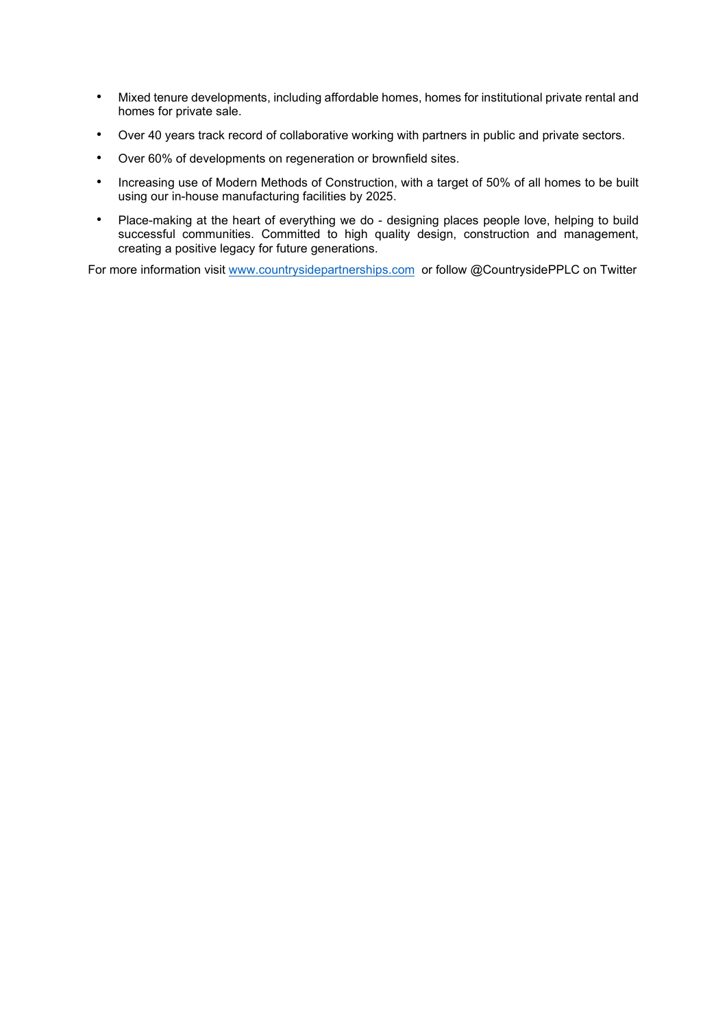- Mixed tenure developments, including affordable homes, homes for institutional private rental and homes for private sale.
- Over 40 years track record of collaborative working with partners in public and private sectors.
- Over 60% of developments on regeneration or brownfield sites.
- Increasing use of Modern Methods of Construction, with a target of 50% of all homes to be built using our in-house manufacturing facilities by 2025.
- Place-making at the heart of everything we do - designing places people love, helping to build successful communities. Committed to high quality design, construction and management, creating a positive legacy for future generations.

For more information visit [www.countrysidepartnerships.com](http://www.countrysidepartnerships.com) or follow @CountrysidePPLC on Twitter